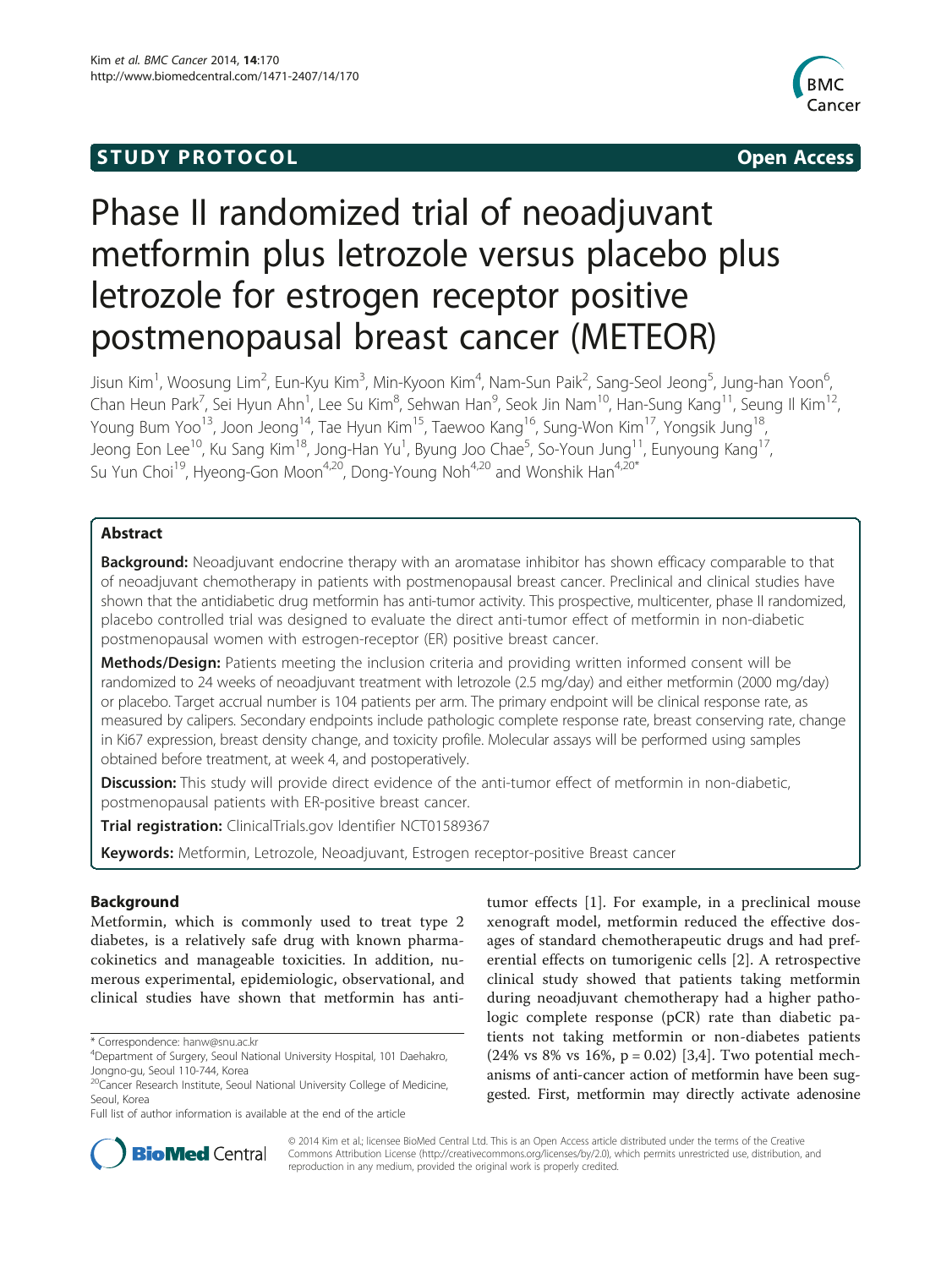STUDY PROTOCOL Open Access

# Phase II randomized trial of neoadjuvant metformin plus letrozole versus placebo plus letrozole for estrogen receptor positive postmenopausal breast cancer (METEOR)

Jisun Kim[1], Woosung Lim[2], Eun-Kyu Kim[3], Min-Kyoon Kim[4], Nam-Sun Paik[2], Sang-Seol Jeong[5], Jung-han Yoon[6], Chan Heun Park[7], Sei Hyun Ahn[1], Lee Su Kim[8], Sehwan Han[9], Seok Jin Nam[10], Han-Sung Kang[11], Seung Il Kim[12], Young Bum Yoo[13], Joon Jeong[14], Tae Hyun Kim[15], Taewoo Kang[16], Sung-Won Kim[17], Yongsik Jung[18], Jeong Eon Lee[10], Ku Sang Kim[18], Jong-Han Yu[1], Byung Joo Chae[5], So-Youn Jung[11], Eunyoung Kang[17], Su Yun Choi[19], Hyeong-Gon Moon[4,20], Dong-Young Noh[4,20] and Wonshik Han[4,20*]

## Abstract

**Background:** Neoadjuvant endocrine therapy with an aromatase inhibitor has shown efficacy comparable to that of neoadjuvant chemotherapy in patients with postmenopausal breast cancer. Preclinical and clinical studies have shown that the antidiabetic drug metformin has anti-tumor activity. This prospective, multicenter, phase II randomized, placebo controlled trial was designed to evaluate the direct anti-tumor effect of metformin in non-diabetic postmenopausal women with estrogen-receptor (ER) positive breast cancer.

**Methods/Design:** Patients meeting the inclusion criteria and providing written informed consent will be randomized to 24 weeks of neoadjuvant treatment with letrozole (2.5 mg/day) and either metformin (2000 mg/day) or placebo. Target accrual number is 104 patients per arm. The primary endpoint will be clinical response rate, as measured by calipers. Secondary endpoints include pathologic complete response rate, breast conserving rate, change in Ki67 expression, breast density change, and toxicity profile. Molecular assays will be performed using samples obtained before treatment, at week 4, and postoperatively.

**Discussion:** This study will provide direct evidence of the anti-tumor effect of metformin in non-diabetic, postmenopausal patients with ER-positive breast cancer.

**Trial registration:** ClinicalTrials.gov Identifier NCT01589367

**Keywords:** Metformin, Letrozole, Neoadjuvant, Estrogen receptor-positive Breast cancer

## Background

Metformin, which is commonly used to treat type 2 diabetes, is a relatively safe drug with known pharmacokinetics and manageable toxicities. In addition, numerous experimental, epidemiologic, observational, and clinical studies have shown that metformin has anti-tumor effects [1]. For example, in a preclinical mouse xenograft model, metformin reduced the effective dosages of standard chemotherapeutic drugs and had preferential effects on tumorigenic cells [2]. A retrospective clinical study showed that patients taking metformin during neoadjuvant chemotherapy had a higher pathologic complete response (pCR) rate than diabetic patients not taking metformin or non-diabetes patients (24% vs 8% vs 16%, p = 0.02) [3,4]. Two potential mechanisms of anti-cancer action of metformin have been suggested. First, metformin may directly activate adenosine

\* Correspondence: hanw@snu.ac.kr
[4]Department of Surgery, Seoul National University Hospital, 101 Daehakro, Jongno-gu, Seoul 110-744, Korea
[20]Cancer Research Institute, Seoul National University College of Medicine, Seoul, Korea
Full list of author information is available at the end of the article

© 2014 Kim et al.; licensee BioMed Central Ltd. This is an Open Access article distributed under the terms of the Creative Commons Attribution License (http://creativecommons.org/licenses/by/2.0), which permits unrestricted use, distribution, and reproduction in any medium, provided the original work is properly credited.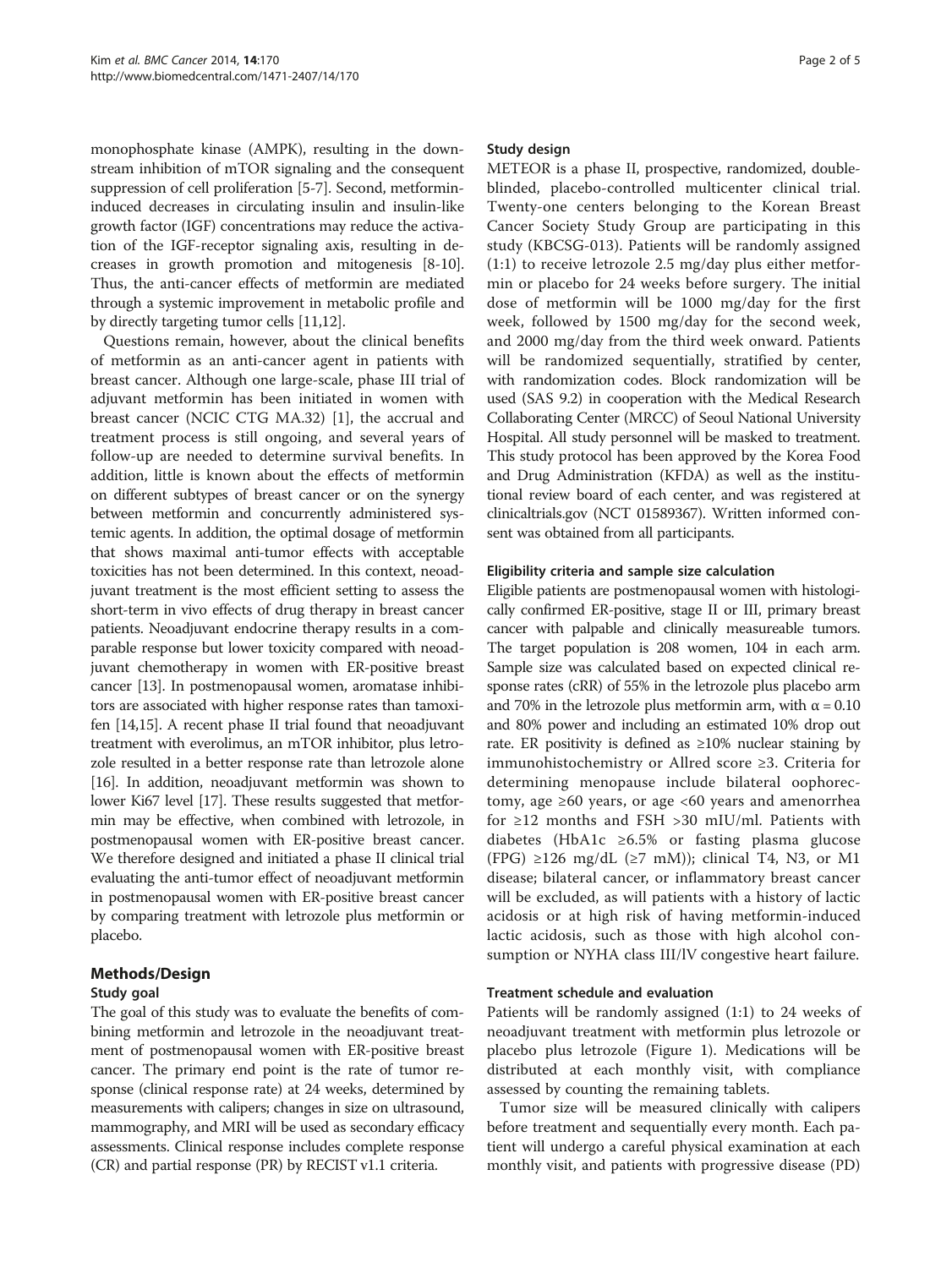monophosphate kinase (AMPK), resulting in the downstream inhibition of mTOR signaling and the consequent suppression of cell proliferation [5-7]. Second, metformin-induced decreases in circulating insulin and insulin-like growth factor (IGF) concentrations may reduce the activation of the IGF-receptor signaling axis, resulting in decreases in growth promotion and mitogenesis [8-10]. Thus, the anti-cancer effects of metformin are mediated through a systemic improvement in metabolic profile and by directly targeting tumor cells [11,12].

Questions remain, however, about the clinical benefits of metformin as an anti-cancer agent in patients with breast cancer. Although one large-scale, phase III trial of adjuvant metformin has been initiated in women with breast cancer (NCIC CTG MA.32) [1], the accrual and treatment process is still ongoing, and several years of follow-up are needed to determine survival benefits. In addition, little is known about the effects of metformin on different subtypes of breast cancer or on the synergy between metformin and concurrently administered systemic agents. In addition, the optimal dosage of metformin that shows maximal anti-tumor effects with acceptable toxicities has not been determined. In this context, neoadjuvant treatment is the most efficient setting to assess the short-term in vivo effects of drug therapy in breast cancer patients. Neoadjuvant endocrine therapy results in a comparable response but lower toxicity compared with neoadjuvant chemotherapy in women with ER-positive breast cancer [13]. In postmenopausal women, aromatase inhibitors are associated with higher response rates than tamoxifen [14,15]. A recent phase II trial found that neoadjuvant treatment with everolimus, an mTOR inhibitor, plus letrozole resulted in a better response rate than letrozole alone [16]. In addition, neoadjuvant metformin was shown to lower Ki67 level [17]. These results suggested that metformin may be effective, when combined with letrozole, in postmenopausal women with ER-positive breast cancer. We therefore designed and initiated a phase II clinical trial evaluating the anti-tumor effect of neoadjuvant metformin in postmenopausal women with ER-positive breast cancer by comparing treatment with letrozole plus metformin or placebo.

## Methods/Design

### Study goal

The goal of this study was to evaluate the benefits of combining metformin and letrozole in the neoadjuvant treatment of postmenopausal women with ER-positive breast cancer. The primary end point is the rate of tumor response (clinical response rate) at 24 weeks, determined by measurements with calipers; changes in size on ultrasound, mammography, and MRI will be used as secondary efficacy assessments. Clinical response includes complete response (CR) and partial response (PR) by RECIST v1.1 criteria.

### Study design

METEOR is a phase II, prospective, randomized, double-blinded, placebo-controlled multicenter clinical trial. Twenty-one centers belonging to the Korean Breast Cancer Society Study Group are participating in this study (KBCSG-013). Patients will be randomly assigned (1:1) to receive letrozole 2.5 mg/day plus either metformin or placebo for 24 weeks before surgery. The initial dose of metformin will be 1000 mg/day for the first week, followed by 1500 mg/day for the second week, and 2000 mg/day from the third week onward. Patients will be randomized sequentially, stratified by center, with randomization codes. Block randomization will be used (SAS 9.2) in cooperation with the Medical Research Collaborating Center (MRCC) of Seoul National University Hospital. All study personnel will be masked to treatment. This study protocol has been approved by the Korea Food and Drug Administration (KFDA) as well as the institutional review board of each center, and was registered at clinicaltrials.gov (NCT 01589367). Written informed consent was obtained from all participants.

### Eligibility criteria and sample size calculation

Eligible patients are postmenopausal women with histologically confirmed ER-positive, stage II or III, primary breast cancer with palpable and clinically measureable tumors. The target population is 208 women, 104 in each arm. Sample size was calculated based on expected clinical response rates (cRR) of 55% in the letrozole plus placebo arm and 70% in the letrozole plus metformin arm, with $\alpha = 0.10$ and 80% power and including an estimated 10% drop out rate. ER positivity is defined as ≥10% nuclear staining by immunohistochemistry or Allred score ≥3. Criteria for determining menopause include bilateral oophorectomy, age ≥60 years, or age <60 years and amenorrhea for ≥12 months and FSH >30 mIU/ml. Patients with diabetes (HbA1c ≥6.5% or fasting plasma glucose (FPG) ≥126 mg/dL (≥7 mM)); clinical T4, N3, or M1 disease; bilateral cancer, or inflammatory breast cancer will be excluded, as will patients with a history of lactic acidosis or at high risk of having metformin-induced lactic acidosis, such as those with high alcohol consumption or NYHA class III/lV congestive heart failure.

### Treatment schedule and evaluation

Patients will be randomly assigned (1:1) to 24 weeks of neoadjuvant treatment with metformin plus letrozole or placebo plus letrozole (Figure 1). Medications will be distributed at each monthly visit, with compliance assessed by counting the remaining tablets.

Tumor size will be measured clinically with calipers before treatment and sequentially every month. Each patient will undergo a careful physical examination at each monthly visit, and patients with progressive disease (PD)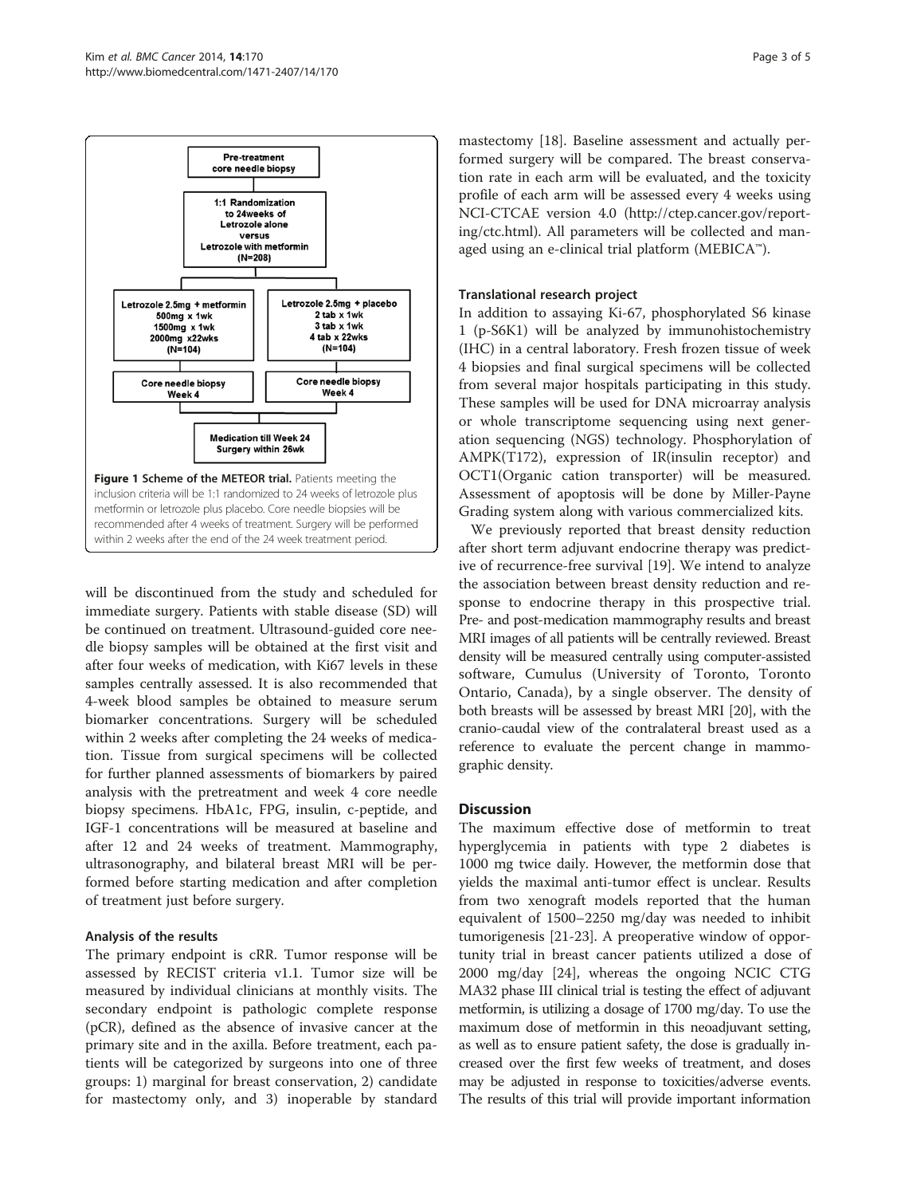Pre-treatment core needle biopsy

1:1 Randomization to 24weeks of Letrozole alone versus Letrozole with metformin (N=208)

| Letrozole 2.5mg + metformin | Letrozole 2.5mg + placebo |
|---|---|
| 500mg x 1wk | 2 tab x 1wk |
| 1500mg x 1wk | 3 tab x 1wk |
| 2000mg x22wks | 4 tab x 22wks |
| (N=104) | (N=104) |
| Core needle biopsy Week 4 | Core needle biopsy Week 4 |

Medication till Week 24
Surgery within 26wk

**Figure 1 Scheme of the METEOR trial.** Patients meeting the inclusion criteria will be 1:1 randomized to 24 weeks of letrozole plus metformin or letrozole plus placebo. Core needle biopsies will be recommended after 4 weeks of treatment. Surgery will be performed within 2 weeks after the end of the 24 week treatment period.

will be discontinued from the study and scheduled for immediate surgery. Patients with stable disease (SD) will be continued on treatment. Ultrasound-guided core needle biopsy samples will be obtained at the first visit and after four weeks of medication, with Ki67 levels in these samples centrally assessed. It is also recommended that 4-week blood samples be obtained to measure serum biomarker concentrations. Surgery will be scheduled within 2 weeks after completing the 24 weeks of medication. Tissue from surgical specimens will be collected for further planned assessments of biomarkers by paired analysis with the pretreatment and week 4 core needle biopsy specimens. HbA1c, FPG, insulin, c-peptide, and IGF-1 concentrations will be measured at baseline and after 12 and 24 weeks of treatment. Mammography, ultrasonography, and bilateral breast MRI will be performed before starting medication and after completion of treatment just before surgery.

### Analysis of the results

The primary endpoint is cRR. Tumor response will be assessed by RECIST criteria v1.1. Tumor size will be measured by individual clinicians at monthly visits. The secondary endpoint is pathologic complete response (pCR), defined as the absence of invasive cancer at the primary site and in the axilla. Before treatment, each patients will be categorized by surgeons into one of three groups: 1) marginal for breast conservation, 2) candidate for mastectomy only, and 3) inoperable by standard mastectomy [18]. Baseline assessment and actually performed surgery will be compared. The breast conservation rate in each arm will be evaluated, and the toxicity profile of each arm will be assessed every 4 weeks using NCI-CTCAE version 4.0 (http://ctep.cancer.gov/reporting/ctc.html). All parameters will be collected and managed using an e-clinical trial platform (MEBICA™).

### Translational research project

In addition to assaying Ki-67, phosphorylated S6 kinase 1 (p-S6K1) will be analyzed by immunohistochemistry (IHC) in a central laboratory. Fresh frozen tissue of week 4 biopsies and final surgical specimens will be collected from several major hospitals participating in this study. These samples will be used for DNA microarray analysis or whole transcriptome sequencing using next generation sequencing (NGS) technology. Phosphorylation of AMPK(T172), expression of IR(insulin receptor) and OCT1(Organic cation transporter) will be measured. Assessment of apoptosis will be done by Miller-Payne Grading system along with various commercialized kits.

We previously reported that breast density reduction after short term adjuvant endocrine therapy was predictive of recurrence-free survival [19]. We intend to analyze the association between breast density reduction and response to endocrine therapy in this prospective trial. Pre- and post-medication mammography results and breast MRI images of all patients will be centrally reviewed. Breast density will be measured centrally using computer-assisted software, Cumulus (University of Toronto, Toronto Ontario, Canada), by a single observer. The density of both breasts will be assessed by breast MRI [20], with the cranio-caudal view of the contralateral breast used as a reference to evaluate the percent change in mammographic density.

## Discussion

The maximum effective dose of metformin to treat hyperglycemia in patients with type 2 diabetes is 1000 mg twice daily. However, the metformin dose that yields the maximal anti-tumor effect is unclear. Results from two xenograft models reported that the human equivalent of 1500–2250 mg/day was needed to inhibit tumorigenesis [21-23]. A preoperative window of opportunity trial in breast cancer patients utilized a dose of 2000 mg/day [24], whereas the ongoing NCIC CTG MA32 phase III clinical trial is testing the effect of adjuvant metformin, is utilizing a dosage of 1700 mg/day. To use the maximum dose of metformin in this neoadjuvant setting, as well as to ensure patient safety, the dose is gradually increased over the first few weeks of treatment, and doses may be adjusted in response to toxicities/adverse events. The results of this trial will provide important information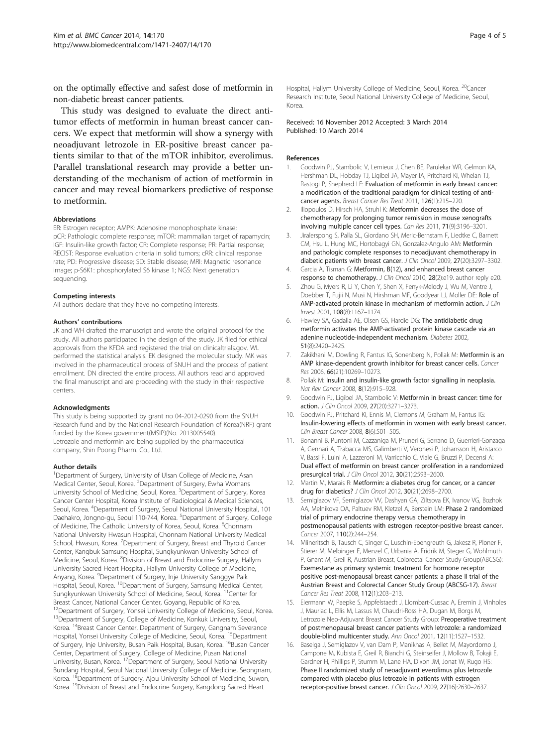on the optimally effective and safest dose of metformin in non-diabetic breast cancer patients.

This study was designed to evaluate the direct anti-tumor effects of metformin in human breast cancer cancers. We expect that metformin will show a synergy with neoadjuvant letrozole in ER-positive breast cancer patients similar to that of the mTOR inhibitor, everolimus. Parallel translational research may provide a better understanding of the mechanism of action of metformin in cancer and may reveal biomarkers predictive of response to metformin.

#### Abbreviations

ER: Estrogen receptor; AMPK: Adenosine monophosphate kinase; pCR: Pathologic complete response; mTOR: mammalian target of rapamycin; IGF: Insulin-like growth factor; CR: Complete response; PR: Partial response; RECIST: Response evaluation criteria in solid tumors; cRR: clinical response rate; PD: Progressive disease; SD: Stable disease; MRI: Magnetic resonance image; p-S6K1: phosphorylated S6 kinase 1; NGS: Next generation sequencing.

#### Competing interests

All authors declare that they have no competing interests.

#### Authors' contributions

JK and WH drafted the manuscript and wrote the original protocol for the study. All authors participated in the design of the study. JK filed for ethical approvals from the KFDA and registered the trial on clinicaltrials.gov. WL performed the statistical analysis. EK designed the molecular study. MK was involved in the pharmaceutical process of SNUH and the process of patient enrollment. DN directed the entire process. All authors read and approved the final manuscript and are proceeding with the study in their respective centers.

#### Acknowledgments

This study is being supported by grant no 04-2012-0290 from the SNUH Research fund and by the National Research Foundation of Korea(NRF) grant funded by the Korea government(MSIP)(No. 2013005540).
Letrozole and metformin are being supplied by the pharmaceutical company, Shin Poong Pharm. Co., Ltd.

#### Author details

[1]Department of Surgery, University of Ulsan College of Medicine, Asan Medical Center, Seoul, Korea. [2]Department of Surgery, Ewha Womans University School of Medicine, Seoul, Korea. [3]Department of Surgery, Korea Cancer Center Hospital, Korea Institute of Radiological & Medical Sciences, Seoul, Korea. [4]Department of Surgery, Seoul National University Hospital, 101 Daehakro, Jongno-gu, Seoul 110-744, Korea. [5]Department of Surgery, College of Medicine, The Catholic University of Korea, Seoul, Korea. [6]Chonnam National University Hwasun Hospital, Chonnam National University Medical School, Hwasun, Korea. [7]Department of Surgery, Breast and Thyroid Cancer Center, Kangbuk Samsung Hospital, Sungkyunkwan University School of Medicine, Seoul, Korea. [8]Division of Breast and Endocrine Surgery, Hallym University Sacred Heart Hospital, Hallym University College of Medicine, Anyang, Korea. [9]Department of Surgery, Inje University Sanggye Paik Hospital, Seoul, Korea. [10]Department of Surgery, Samsung Medical Center, Sungkyunkwan University School of Medicine, Seoul, Korea. [11]Center for Breast Cancer, National Cancer Center, Goyang, Republic of Korea. [12]Department of Surgery, Yonsei University College of Medicine, Seoul, Korea. [13]Department of Surgery, College of Medicine, Konkuk University, Seoul, Korea. [14]Breast Cancer Center, Department of Surgery, Gangnam Severance Hospital, Yonsei University College of Medicine, Seoul, Korea. [15]Department of Surgery, Inje University, Busan Paik Hospital, Busan, Korea. [16]Busan Cancer Center, Department of Surgery, College of Medicine, Pusan National University, Busan, Korea. [17]Department of Surgery, Seoul National University Bundang Hospital, Seoul National University College of Medicine, Seongnam, Korea. [18]Department of Surgery, Ajou University School of Medicine, Suwon, Korea. [19]Division of Breast and Endocrine Surgery, Kangdong Sacred Heart Hospital, Hallym University College of Medicine, Seoul, Korea. [20]Cancer Research Institute, Seoul National University College of Medicine, Seoul, Korea.

Received: 16 November 2012 Accepted: 3 March 2014
Published: 10 March 2014

#### References

1. Goodwin PJ, Stambolic V, Lemieux J, Chen BE, Parulekar WR, Gelmon KA, Hershman DL, Hobday TJ, Ligibel JA, Mayer IA, Pritchard KI, Whelan TJ, Rastogi P, Shepherd LE: **Evaluation of metformin in early breast cancer: a modification of the traditional paradigm for clinical testing of anti-cancer agents.** *Breast Cancer Res Treat* 2011, **126**(1):215–220.
2. Iliopoulos D, Hirsch HA, Struhl K: **Metformin decreases the dose of chemotherapy for prolonging tumor remission in mouse xenografts involving multiple cancer cell types.** *Can Res* 2011, **71**(9):3196–3201.
3. Jiralerspong S, Palla SL, Giordano SH, Meric-Bernstam F, Liedtke C, Barnett CM, Hsu L, Hung MC, Hortobagyi GN, Gonzalez-Angulo AM: **Metformin and pathologic complete responses to neoadjuvant chemotherapy in diabetic patients with breast cancer.** *J Clin Oncol* 2009, **27**(20):3297–3302.
4. Garcia A, Tisman G: **Metformin, B(12), and enhanced breast cancer response to chemotherapy.** *J Clin Oncol* 2010, **28**(2):e19. author reply e20.
5. Zhou G, Myers R, Li Y, Chen Y, Shen X, Fenyk-Melody J, Wu M, Ventre J, Doebber T, Fujii N, Musi N, Hirshman MF, Goodyear LJ, Moller DE: **Role of AMP-activated protein kinase in mechanism of metformin action.** *J Clin Invest* 2001, **108**(8):1167–1174.
6. Hawley SA, Gadalla AE, Olsen GS, Hardie DG: **The antidiabetic drug metformin activates the AMP-activated protein kinase cascade via an adenine nucleotide-independent mechanism.** *Diabetes* 2002, **51**(8):2420–2425.
7. Zakikhani M, Dowling R, Fantus IG, Sonenberg N, Pollak M: **Metformin is an AMP kinase-dependent growth inhibitor for breast cancer cells.** *Cancer Res* 2006, **66**(21):10269–10273.
8. Pollak M: **Insulin and insulin-like growth factor signalling in neoplasia.** *Nat Rev Cancer* 2008, **8**(12):915–928.
9. Goodwin PJ, Ligibel JA, Stambolic V: **Metformin in breast cancer: time for action.** *J Clin Oncol* 2009, **27**(20):3271–3273.
10. Goodwin PJ, Pritchard KI, Ennis M, Clemons M, Graham M, Fantus IG: **Insulin-lowering effects of metformin in women with early breast cancer.** *Clin Breast Cancer* 2008, **8**(6):501–505.
11. Bonanni B, Puntoni M, Cazzaniga M, Pruneri G, Serrano D, Guerrieri-Gonzaga A, Gennari A, Trabacca MS, Galimberti V, Veronesi P, Johansson H, Aristarco V, Bassi F, Luini A, Lazzeroni M, Varricchio C, Viale G, Bruzzi P, Decensi A: **Dual effect of metformin on breast cancer proliferation in a randomized presurgical trial.** *J Clin Oncol* 2012, **30**(21):2593–2600.
12. Martin M, Marais R: **Metformin: a diabetes drug for cancer, or a cancer drug for diabetics?** *J Clin Oncol* 2012, **30**(21):2698–2700.
13. Semiglazov VF, Semiglazov VV, Dashyan GA, Ziltsova EK, Ivanov VG, Bozhok AA, Melnikova OA, Paltuev RM, Kletzel A, Berstein LM: **Phase 2 randomized trial of primary endocrine therapy versus chemotherapy in postmenopausal patients with estrogen receptor-positive breast cancer.** *Cancer* 2007, **110**(2):244–254.
14. Mlineritsch B, Tausch C, Singer C, Luschin-Ebengreuth G, Jakesz R, Ploner F, Stierer M, Melbinger E, Menzel C, Urbania A, Fridrik M, Steger G, Wohlmuth P, Gnant M, Greil R, Austrian Breast, Colorectal Cancer Study Group(ABCSG): **Exemestane as primary systemic treatment for hormone receptor positive post-menopausal breast cancer patients: a phase II trial of the Austrian Breast and Colorectal Cancer Study Group (ABCSG-17).** *Breast Cancer Res Treat* 2008, **112**(1):203–213.
15. Eiermann W, Paepke S, Appfelstaedt J, Llombart-Cussac A, Eremin J, Vinholes J, Mauriac L, Ellis M, Lassus M, Chaudri-Ross HA, Dugan M, Borgs M, Letrozole Neo-Adjuvant Breast Cancer Study Group: **Preoperative treatment of postmenopausal breast cancer patients with letrozole: a randomized double-blind multicenter study.** *Ann Oncol* 2001, **12**(11):1527–1532.
16. Baselga J, Semiglazov V, van Dam P, Manikhas A, Bellet M, Mayordomo J, Campone M, Kubista E, Greil R, Bianchi G, Steinseifer J, Mollow B, Tokaji E, Gardner H, Phillips P, Stumm M, Lane HA, Dixon JM, Jonat W, Rugo HS: **Phase II randomized study of neoadjuvant everolimus plus letrozole compared with placebo plus letrozole in patients with estrogen receptor-positive breast cancer.** *J Clin Oncol* 2009, **27**(16):2630–2637.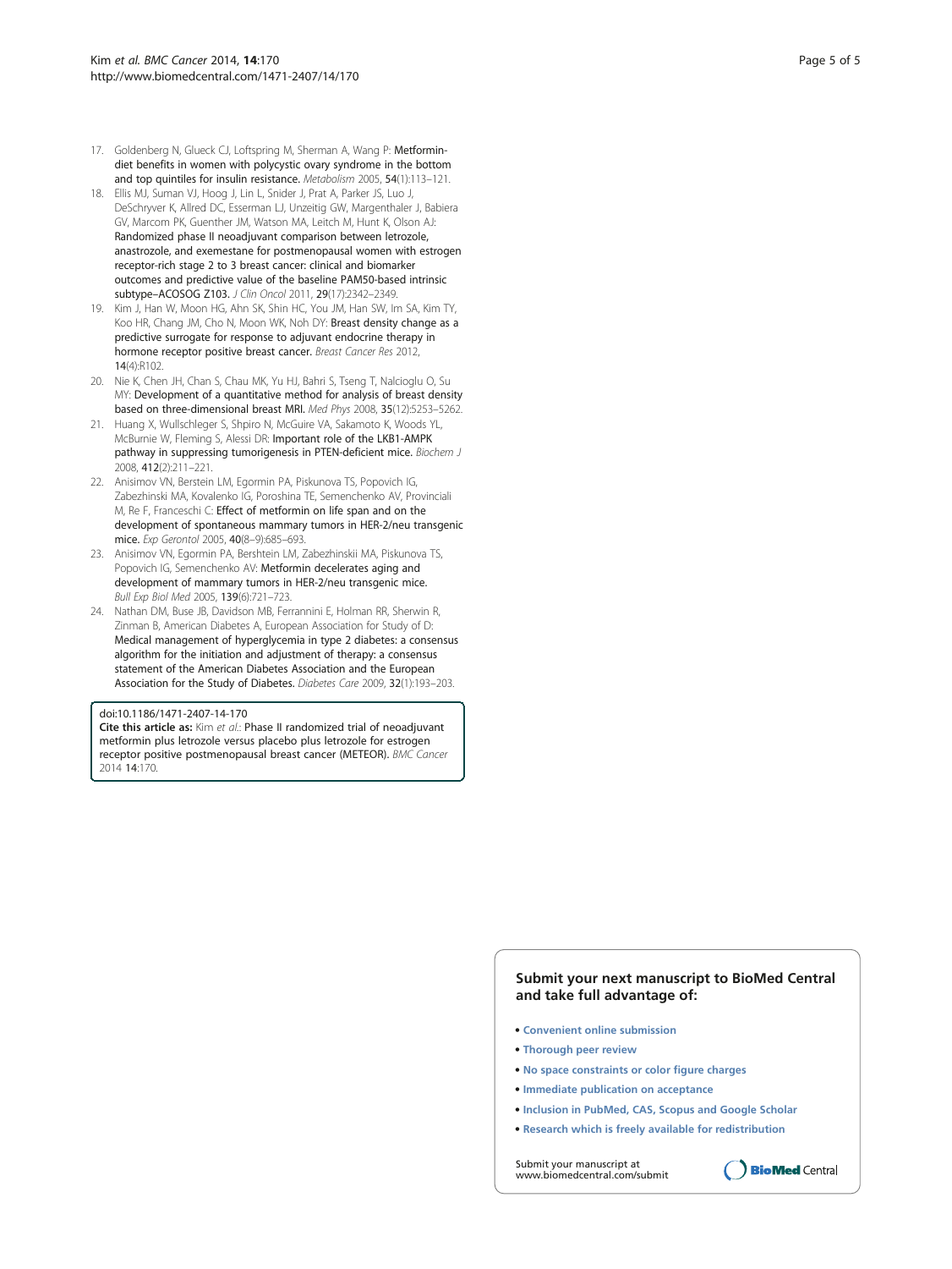17. Goldenberg N, Glueck CJ, Loftspring M, Sherman A, Wang P: **Metformin-diet benefits in women with polycystic ovary syndrome in the bottom and top quintiles for insulin resistance.** *Metabolism* 2005, **54**(1):113–121.
18. Ellis MJ, Suman VJ, Hoog J, Lin L, Snider J, Prat A, Parker JS, Luo J, DeSchryver K, Allred DC, Esserman LJ, Unzeitig GW, Margenthaler J, Babiera GV, Marcom PK, Guenther JM, Watson MA, Leitch M, Hunt K, Olson AJ: **Randomized phase II neoadjuvant comparison between letrozole, anastrozole, and exemestane for postmenopausal women with estrogen receptor-rich stage 2 to 3 breast cancer: clinical and biomarker outcomes and predictive value of the baseline PAM50-based intrinsic subtype–ACOSOG Z103.** *J Clin Oncol* 2011, **29**(17):2342–2349.
19. Kim J, Han W, Moon HG, Ahn SK, Shin HC, You JM, Han SW, Im SA, Kim TY, Koo HR, Chang JM, Cho N, Moon WK, Noh DY: **Breast density change as a predictive surrogate for response to adjuvant endocrine therapy in hormone receptor positive breast cancer.** *Breast Cancer Res* 2012, **14**(4):R102.
20. Nie K, Chen JH, Chan S, Chau MK, Yu HJ, Bahri S, Tseng T, Nalcioglu O, Su MY: **Development of a quantitative method for analysis of breast density based on three-dimensional breast MRI.** *Med Phys* 2008, **35**(12):5253–5262.
21. Huang X, Wullschleger S, Shpiro N, McGuire VA, Sakamoto K, Woods YL, McBurnie W, Fleming S, Alessi DR: **Important role of the LKB1-AMPK pathway in suppressing tumorigenesis in PTEN-deficient mice.** *Biochem J* 2008, **412**(2):211–221.
22. Anisimov VN, Berstein LM, Egormin PA, Piskunova TS, Popovich IG, Zabezhinski MA, Kovalenko IG, Poroshina TE, Semenchenko AV, Provinciali M, Re F, Franceschi C: **Effect of metformin on life span and on the development of spontaneous mammary tumors in HER-2/neu transgenic mice.** *Exp Gerontol* 2005, **40**(8–9):685–693.
23. Anisimov VN, Egormin PA, Bershtein LM, Zabezhinskii MA, Piskunova TS, Popovich IG, Semenchenko AV: **Metformin decelerates aging and development of mammary tumors in HER-2/neu transgenic mice.** *Bull Exp Biol Med* 2005, **139**(6):721–723.
24. Nathan DM, Buse JB, Davidson MB, Ferrannini E, Holman RR, Sherwin R, Zinman B, American Diabetes A, European Association for Study of D: **Medical management of hyperglycemia in type 2 diabetes: a consensus algorithm for the initiation and adjustment of therapy: a consensus statement of the American Diabetes Association and the European Association for the Study of Diabetes.** *Diabetes Care* 2009, **32**(1):193–203.

doi:10.1186/1471-2407-14-170
**Cite this article as:** Kim *et al.*: Phase II randomized trial of neoadjuvant metformin plus letrozole versus placebo plus letrozole for estrogen receptor positive postmenopausal breast cancer (METEOR). *BMC Cancer* 2014 **14**:170.

**Submit your next manuscript to BioMed Central and take full advantage of:**

- Convenient online submission
- Thorough peer review
- No space constraints or color figure charges
- Immediate publication on acceptance
- Inclusion in PubMed, CAS, Scopus and Google Scholar
- Research which is freely available for redistribution

Submit your manuscript at
www.biomedcentral.com/submit

BioMed Central